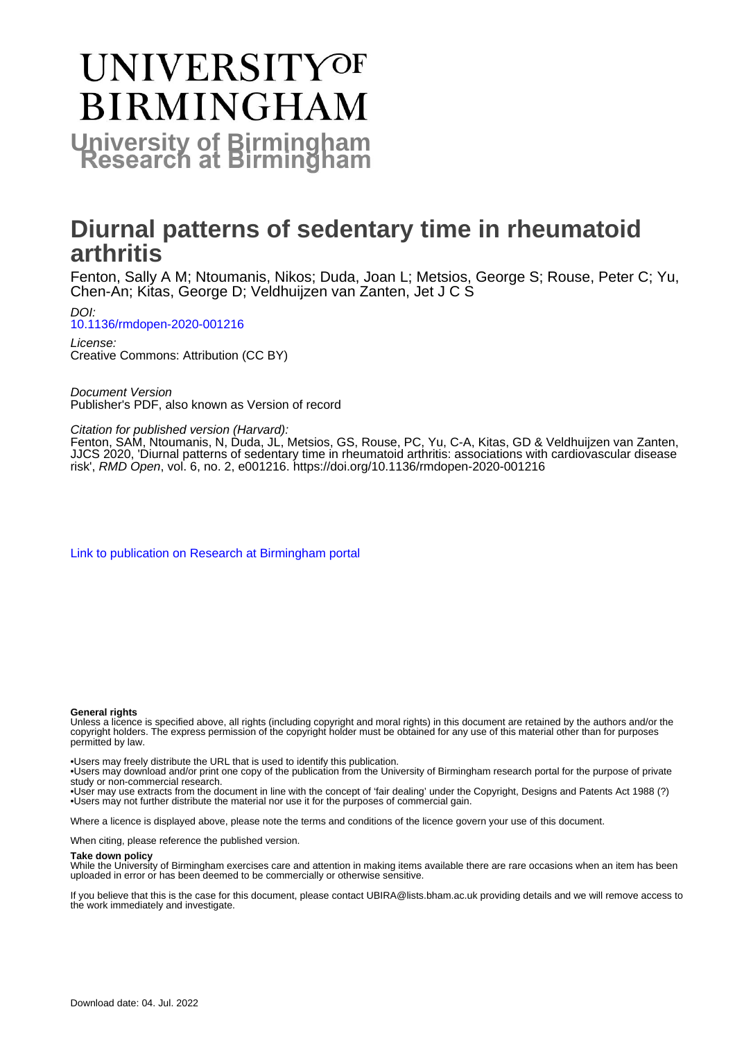# UNIVERSITY OF BIRMINGHAM

## University of Birmingham Research at Birmingham

# Diurnal patterns of sedentary time in rheumatoid arthritis

Fenton, Sally A M; Ntoumanis, Nikos; Duda, Joan L; Metsios, George S; Rouse, Peter C; Yu, Chen-An; Kitas, George D; Veldhuijzen van Zanten, Jet J C S

*DOI:*
10.1136/rmdopen-2020-001216

*License:*
Creative Commons: Attribution (CC BY)

*Document Version*
Publisher's PDF, also known as Version of record

*Citation for published version (Harvard):*
Fenton, SAM, Ntoumanis, N, Duda, JL, Metsios, GS, Rouse, PC, Yu, C-A, Kitas, GD & Veldhuijzen van Zanten, JJCS 2020, 'Diurnal patterns of sedentary time in rheumatoid arthritis: associations with cardiovascular disease risk', *RMD Open*, vol. 6, no. 2, e001216. https://doi.org/10.1136/rmdopen-2020-001216

Link to publication on Research at Birmingham portal

**General rights**
Unless a licence is specified above, all rights (including copyright and moral rights) in this document are retained by the authors and/or the copyright holders. The express permission of the copyright holder must be obtained for any use of this material other than for purposes permitted by law.

•Users may freely distribute the URL that is used to identify this publication.
•Users may download and/or print one copy of the publication from the University of Birmingham research portal for the purpose of private study or non-commercial research.
•User may use extracts from the document in line with the concept of 'fair dealing' under the Copyright, Designs and Patents Act 1988 (?)
•Users may not further distribute the material nor use it for the purposes of commercial gain.

Where a licence is displayed above, please note the terms and conditions of the licence govern your use of this document.

When citing, please reference the published version.

**Take down policy**
While the University of Birmingham exercises care and attention in making items available there are rare occasions when an item has been uploaded in error or has been deemed to be commercially or otherwise sensitive.

If you believe that this is the case for this document, please contact UBIRA@lists.bham.ac.uk providing details and we will remove access to the work immediately and investigate.

Download date: 04. Jul. 2022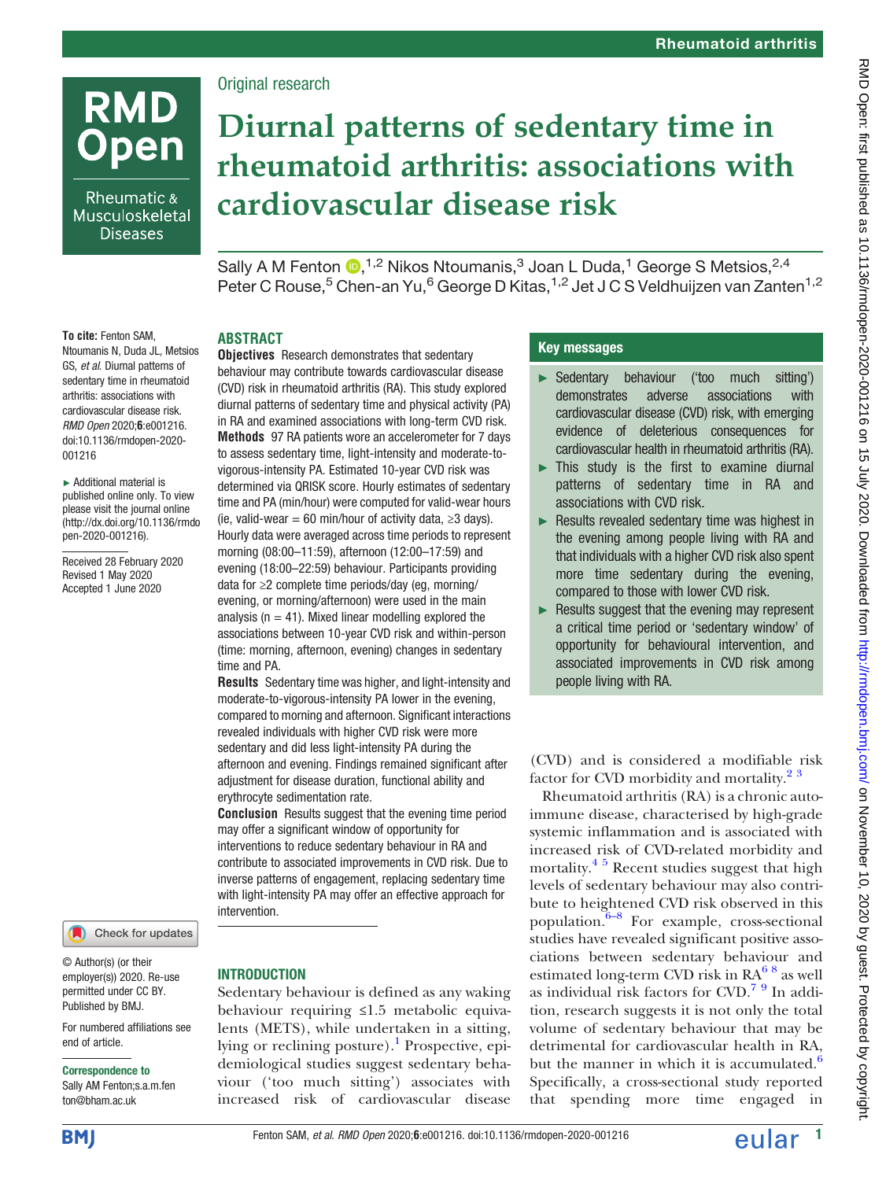# Diurnal patterns of sedentary time in rheumatoid arthritis: associations with cardiovascular disease risk

Original research

Sally A M Fenton,[1,2] Nikos Ntoumanis,[3] Joan L Duda,[1] George S Metsios,[2,4] Peter C Rouse,[5] Chen-an Yu,[6] George D Kitas,[1,2] Jet J C S Veldhuijzen van Zanten[1,2]

**To cite:** Fenton SAM, Ntoumanis N, Duda JL, Metsios GS, *et al*. Diurnal patterns of sedentary time in rheumatoid arthritis: associations with cardiovascular disease risk. *RMD Open* 2020;**6**:e001216. doi:10.1136/rmdopen-2020-001216

► Additional material is published online only. To view please visit the journal online (http://dx.doi.org/10.1136/rmdopen-2020-001216).

Received 28 February 2020
Revised 1 May 2020
Accepted 1 June 2020

© Author(s) (or their employer(s)) 2020. Re-use permitted under CC BY. Published by BMJ.

For numbered affiliations see end of article.

**Correspondence to**
Sally AM Fenton;s.a.m.fenton@bham.ac.uk

## ABSTRACT

**Objectives** Research demonstrates that sedentary behaviour may contribute towards cardiovascular disease (CVD) risk in rheumatoid arthritis (RA). This study explored diurnal patterns of sedentary time and physical activity (PA) in RA and examined associations with long-term CVD risk.

**Methods** 97 RA patients wore an accelerometer for 7 days to assess sedentary time, light-intensity and moderate-to-vigorous-intensity PA. Estimated 10-year CVD risk was determined via QRISK score. Hourly estimates of sedentary time and PA (min/hour) were computed for valid-wear hours (ie, valid-wear = 60 min/hour of activity data, ≥3 days). Hourly data were averaged across time periods to represent morning (08:00–11:59), afternoon (12:00–17:59) and evening (18:00–22:59) behaviour. Participants providing data for ≥2 complete time periods/day (eg, morning/evening, or morning/afternoon) were used in the main analysis (n = 41). Mixed linear modelling explored the associations between 10-year CVD risk and within-person (time: morning, afternoon, evening) changes in sedentary time and PA.

**Results** Sedentary time was higher, and light-intensity and moderate-to-vigorous-intensity PA lower in the evening, compared to morning and afternoon. Significant interactions revealed individuals with higher CVD risk were more sedentary and did less light-intensity PA during the afternoon and evening. Findings remained significant after adjustment for disease duration, functional ability and erythrocyte sedimentation rate.

**Conclusion** Results suggest that the evening time period may offer a significant window of opportunity for interventions to reduce sedentary behaviour in RA and contribute to associated improvements in CVD risk. Due to inverse patterns of engagement, replacing sedentary time with light-intensity PA may offer an effective approach for intervention.

## Key messages

- ► Sedentary behaviour ('too much sitting') demonstrates adverse associations with cardiovascular disease (CVD) risk, with emerging evidence of deleterious consequences for cardiovascular health in rheumatoid arthritis (RA).
- ► This study is the first to examine diurnal patterns of sedentary time in RA and associations with CVD risk.
- ► Results revealed sedentary time was highest in the evening among people living with RA and that individuals with a higher CVD risk also spent more time sedentary during the evening, compared to those with lower CVD risk.
- ► Results suggest that the evening may represent a critical time period or 'sedentary window' of opportunity for behavioural intervention, and associated improvements in CVD risk among people living with RA.

## INTRODUCTION

Sedentary behaviour is defined as any waking behaviour requiring ≤1.5 metabolic equivalents (METS), while undertaken in a sitting, lying or reclining posture).[1] Prospective, epidemiological studies suggest sedentary behaviour ('too much sitting') associates with increased risk of cardiovascular disease (CVD) and is considered a modifiable risk factor for CVD morbidity and mortality.[2,3]

Rheumatoid arthritis (RA) is a chronic autoimmune disease, characterised by high-grade systemic inflammation and is associated with increased risk of CVD-related morbidity and mortality.[4,5] Recent studies suggest that high levels of sedentary behaviour may also contribute to heightened CVD risk observed in this population.[6–8] For example, cross-sectional studies have revealed significant positive associations between sedentary behaviour and estimated long-term CVD risk in RA[6,8] as well as individual risk factors for CVD.[7,9] In addition, research suggests it is not only the total volume of sedentary behaviour that may be detrimental for cardiovascular health in RA, but the manner in which it is accumulated.[6] Specifically, a cross-sectional study reported that spending more time engaged in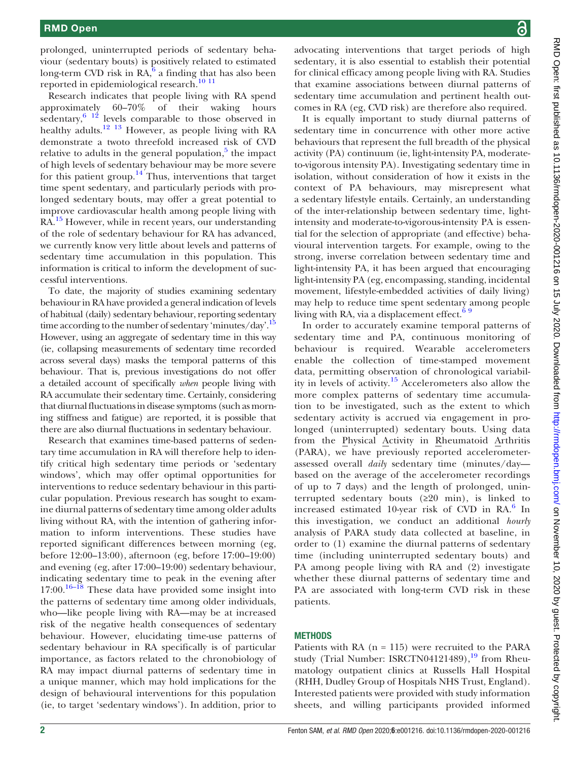prolonged, uninterrupted periods of sedentary behaviour (sedentary bouts) is positively related to estimated long-term CVD risk in RA,[6] a finding that has also been reported in epidemiological research.[10 11]

Research indicates that people living with RA spend approximately 60–70% of their waking hours sedentary,[6 12] levels comparable to those observed in healthy adults.[12 13] However, as people living with RA demonstrate a twoto threefold increased risk of CVD relative to adults in the general population,[5] the impact of high levels of sedentary behaviour may be more severe for this patient group.[14] Thus, interventions that target time spent sedentary, and particularly periods with prolonged sedentary bouts, may offer a great potential to improve cardiovascular health among people living with RA.[15] However, while in recent years, our understanding of the role of sedentary behaviour for RA has advanced, we currently know very little about levels and patterns of sedentary time accumulation in this population. This information is critical to inform the development of successful interventions.

To date, the majority of studies examining sedentary behaviour in RA have provided a general indication of levels of habitual (daily) sedentary behaviour, reporting sedentary time according to the number of sedentary 'minutes/day'.[15] However, using an aggregate of sedentary time in this way (ie, collapsing measurements of sedentary time recorded across several days) masks the temporal patterns of this behaviour. That is, previous investigations do not offer a detailed account of specifically *when* people living with RA accumulate their sedentary time. Certainly, considering that diurnal fluctuations in disease symptoms (such as morning stiffness and fatigue) are reported, it is possible that there are also diurnal fluctuations in sedentary behaviour.

Research that examines time-based patterns of sedentary time accumulation in RA will therefore help to identify critical high sedentary time periods or 'sedentary windows', which may offer optimal opportunities for interventions to reduce sedentary behaviour in this particular population. Previous research has sought to examine diurnal patterns of sedentary time among older adults living without RA, with the intention of gathering information to inform interventions. These studies have reported significant differences between morning (eg, before 12:00–13:00), afternoon (eg, before 17:00–19:00) and evening (eg, after 17:00–19:00) sedentary behaviour, indicating sedentary time to peak in the evening after 17:00.[16–18] These data have provided some insight into the patterns of sedentary time among older individuals, who—like people living with RA—may be at increased risk of the negative health consequences of sedentary behaviour. However, elucidating time-use patterns of sedentary behaviour in RA specifically is of particular importance, as factors related to the chronobiology of RA may impact diurnal patterns of sedentary time in a unique manner, which may hold implications for the design of behavioural interventions for this population (ie, to target 'sedentary windows'). In addition, prior to advocating interventions that target periods of high sedentary, it is also essential to establish their potential for clinical efficacy among people living with RA. Studies that examine associations between diurnal patterns of sedentary time accumulation and pertinent health outcomes in RA (eg, CVD risk) are therefore also required.

It is equally important to study diurnal patterns of sedentary time in concurrence with other more active behaviours that represent the full breadth of the physical activity (PA) continuum (ie, light-intensity PA, moderate-to-vigorous intensity PA). Investigating sedentary time in isolation, without consideration of how it exists in the context of PA behaviours, may misrepresent what a sedentary lifestyle entails. Certainly, an understanding of the inter-relationship between sedentary time, light-intensity and moderate-to-vigorous-intensity PA is essential for the selection of appropriate (and effective) behavioural intervention targets. For example, owing to the strong, inverse correlation between sedentary time and light-intensity PA, it has been argued that encouraging light-intensity PA (eg, encompassing, standing, incidental movement, lifestyle-embedded activities of daily living) may help to reduce time spent sedentary among people living with RA, via a displacement effect.[6 9]

In order to accurately examine temporal patterns of sedentary time and PA, continuous monitoring of behaviour is required. Wearable accelerometers enable the collection of time-stamped movement data, permitting observation of chronological variability in levels of activity.[15] Accelerometers also allow the more complex patterns of sedentary time accumulation to be investigated, such as the extent to which sedentary activity is accrued via engagement in prolonged (uninterrupted) sedentary bouts. Using data from the Physical Activity in Rheumatoid Arthritis (PARA), we have previously reported accelerometer-assessed overall *daily* sedentary time (minutes/day—based on the average of the accelerometer recordings of up to 7 days) and the length of prolonged, uninterrupted sedentary bouts (≥20 min), is linked to increased estimated 10-year risk of CVD in RA.[6] In this investigation, we conduct an additional *hourly* analysis of PARA study data collected at baseline, in order to (1) examine the diurnal patterns of sedentary time (including uninterrupted sedentary bouts) and PA among people living with RA and (2) investigate whether these diurnal patterns of sedentary time and PA are associated with long-term CVD risk in these patients.

## METHODS

Patients with RA (n = 115) were recruited to the PARA study (Trial Number: ISRCTN04121489),[19] from Rheumatology outpatient clinics at Russells Hall Hospital (RHH, Dudley Group of Hospitals NHS Trust, England). Interested patients were provided with study information sheets, and willing participants provided informed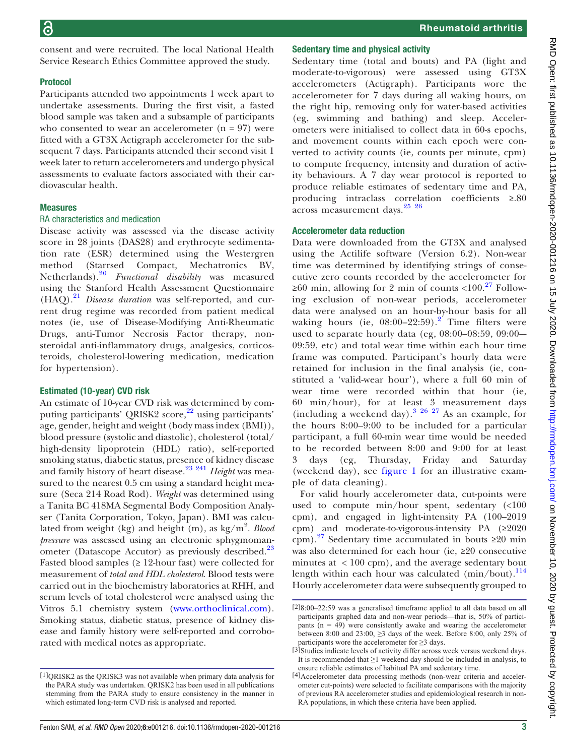consent and were recruited. The local National Health Service Research Ethics Committee approved the study.

### Protocol

Participants attended two appointments 1 week apart to undertake assessments. During the first visit, a fasted blood sample was taken and a subsample of participants who consented to wear an accelerometer (n = 97) were fitted with a GT3X Actigraph accelerometer for the subsequent 7 days. Participants attended their second visit 1 week later to return accelerometers and undergo physical assessments to evaluate factors associated with their cardiovascular health.

### Measures

#### RA characteristics and medication

Disease activity was assessed via the disease activity score in 28 joints (DAS28) and erythrocyte sedimentation rate (ESR) determined using the Westergren method (Starrsed Compact, Mechatronics BV, Netherlands).[20] *Functional disability* was measured using the Stanford Health Assessment Questionnaire (HAQ).[21] *Disease duration* was self-reported, and current drug regime was recorded from patient medical notes (ie, use of Disease-Modifying Anti-Rheumatic Drugs, anti-Tumor Necrosis Factor therapy, non-steroidal anti-inflammatory drugs, analgesics, corticosteroids, cholesterol-lowering medication, medication for hypertension).

### Estimated (10-year) CVD risk

An estimate of 10-year CVD risk was determined by computing participants' QRISK2 score,[22] using participants' age, gender, height and weight (body mass index (BMI)), blood pressure (systolic and diastolic), cholesterol (total/high-density lipoprotein (HDL) ratio), self-reported smoking status, diabetic status, presence of kidney disease and family history of heart disease.[23 24 1] *Height* was measured to the nearest 0.5 cm using a standard height measure (Seca 214 Road Rod). *Weight* was determined using a Tanita BC 418MA Segmental Body Composition Analyser (Tanita Corporation, Tokyo, Japan). BMI was calculated from weight (kg) and height (m), as kg/m$^2$. *Blood pressure* was assessed using an electronic sphygmomanometer (Datascope Accutor) as previously described.[23] Fasted blood samples (≥ 12-hour fast) were collected for measurement of *total and HDL cholesterol*. Blood tests were carried out in the biochemistry laboratories at RHH, and serum levels of total cholesterol were analysed using the Vitros 5.1 chemistry system (www.orthoclinical.com). Smoking status, diabetic status, presence of kidney disease and family history were self-reported and corroborated with medical notes as appropriate.

### Sedentary time and physical activity

Sedentary time (total and bouts) and PA (light and moderate-to-vigorous) were assessed using GT3X accelerometers (Actigraph). Participants wore the accelerometer for 7 days during all waking hours, on the right hip, removing only for water-based activities (eg, swimming and bathing) and sleep. Accelerometers were initialised to collect data in 60-s epochs, and movement counts within each epoch were converted to activity counts (ie, counts per minute, cpm) to compute frequency, intensity and duration of activity behaviours. A 7 day wear protocol is reported to produce reliable estimates of sedentary time and PA, producing intraclass correlation coefficients ≥.80 across measurement days.[25 26]

### Accelerometer data reduction

Data were downloaded from the GT3X and analysed using the Actilife software (Version 6.2). Non-wear time was determined by identifying strings of consecutive zero counts recorded by the accelerometer for ≥60 min, allowing for 2 min of counts <100.[27] Following exclusion of non-wear periods, accelerometer data were analysed on an hour-by-hour basis for all waking hours (ie, 08:00–22:59).[2] Time filters were used to separate hourly data (eg, 08:00–08:59, 09:00–09:59, etc) and total wear time within each hour time frame was computed. Participant's hourly data were retained for inclusion in the final analysis (ie, constituted a 'valid-wear hour'), where a full 60 min of wear time were recorded within that hour (ie, 60 min/hour), for at least 3 measurement days (including a weekend day).[3 26 27] As an example, for the hours 8:00–9:00 to be included for a particular participant, a full 60-min wear time would be needed to be recorded between 8:00 and 9:00 for at least 3 days (eg, Thursday, Friday and Saturday (weekend day), see figure 1 for an illustrative example of data cleaning).

For valid hourly accelerometer data, cut-points were used to compute min/hour spent, sedentary (<100 cpm), and engaged in light-intensity PA (100–2019 cpm) and moderate-to-vigorous-intensity PA (≥2020 cpm).[27] Sedentary time accumulated in bouts ≥20 min was also determined for each hour (ie, ≥20 consecutive minutes at < 100 cpm), and the average sedentary bout length within each hour was calculated (min/bout).[1 14] Hourly accelerometer data were subsequently grouped to

---

[1]QRISK2 as the QRISK3 was not available when primary data analysis for the PARA study was undertaken. QRISK2 has been used in all publications stemming from the PARA study to ensure consistency in the manner in which estimated long-term CVD risk is analysed and reported.

[2]8:00–22:59 was a generalised timeframe applied to all data based on all participants graphed data and non-wear periods—that is, 50% of participants (n = 49) were consistently awake and wearing the accelerometer between 8:00 and 23:00, ≥3 days of the week. Before 8:00, only 25% of participants wore the accelerometer for ≥3 days.

[3]Studies indicate levels of activity differ across week versus weekend days. It is recommended that ≥1 weekend day should be included in analysis, to ensure reliable estimates of habitual PA and sedentary time.

[4]Accelerometer data processing methods (non-wear criteria and accelerometer cut-points) were selected to facilitate comparisons with the majority of previous RA accelerometer studies and epidemiological research in non-RA populations, in which these criteria have been applied.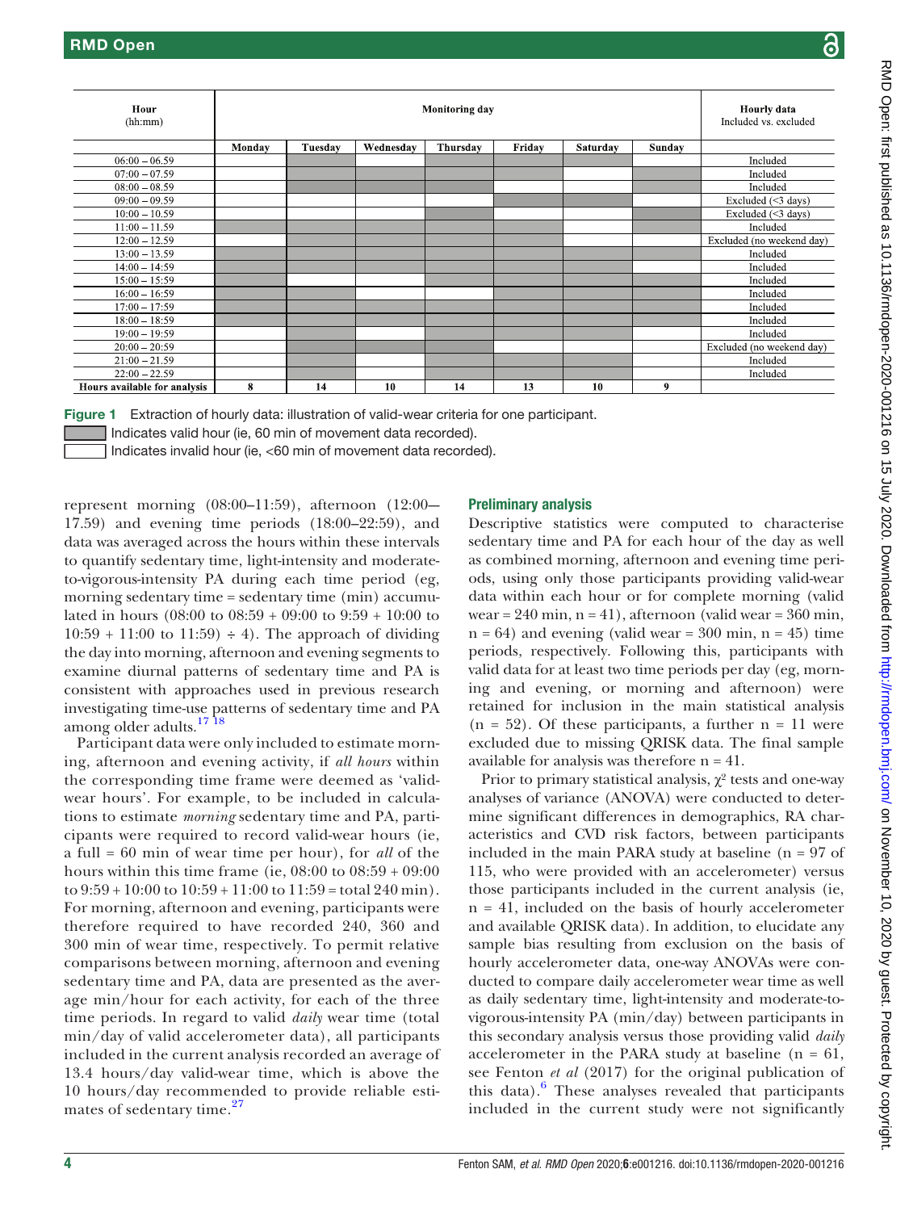| Hour (hh:mm) | Monitoring day | | | | | | | Hourly data Included vs. excluded |
|---|---|---|---|---|---|---|---|---|
| | Monday | Tuesday | Wednesday | Thursday | Friday | Saturday | Sunday | |
| 06:00 – 06.59 | | | | | | | | Included |
| 07:00 – 07.59 | | | | | | | | Included |
| 08:00 – 08.59 | | | | | | | | Included |
| 09:00 – 09.59 | | | | | | | | Excluded (<3 days) |
| 10:00 – 10.59 | | | | | | | | Excluded (<3 days) |
| 11:00 – 11.59 | | | | | | | | Included |
| 12:00 – 12.59 | | | | | | | | Excluded (no weekend day) |
| 13:00 – 13.59 | | | | | | | | Included |
| 14:00 – 14:59 | | | | | | | | Included |
| 15:00 – 15:59 | | | | | | | | Included |
| 16:00 – 16:59 | | | | | | | | Included |
| 17:00 – 17:59 | | | | | | | | Included |
| 18:00 – 18:59 | | | | | | | | Included |
| 19:00 – 19:59 | | | | | | | | Included |
| 20:00 – 20:59 | | | | | | | | Excluded (no weekend day) |
| 21:00 – 21.59 | | | | | | | | Included |
| 22:00 – 22.59 | | | | | | | | Included |
| Hours available for analysis | 8 | 14 | 10 | 14 | 13 | 10 | 9 | |

**Figure 1** Extraction of hourly data: illustration of valid-wear criteria for one participant.
Indicates valid hour (ie, 60 min of movement data recorded).
Indicates invalid hour (ie, <60 min of movement data recorded).

represent morning (08:00–11:59), afternoon (12:00–17.59) and evening time periods (18:00–22:59), and data was averaged across the hours within these intervals to quantify sedentary time, light-intensity and moderate-to-vigorous-intensity PA during each time period (eg, morning sedentary time = sedentary time (min) accumulated in hours (08:00 to 08:59 + 09:00 to 9:59 + 10:00 to 10:59 + 11:00 to 11:59) ÷ 4). The approach of dividing the day into morning, afternoon and evening segments to examine diurnal patterns of sedentary time and PA is consistent with approaches used in previous research investigating time-use patterns of sedentary time and PA among older adults.[17 18]

Participant data were only included to estimate morning, afternoon and evening activity, if *all hours* within the corresponding time frame were deemed as 'valid-wear hours'. For example, to be included in calculations to estimate *morning* sedentary time and PA, participants were required to record valid-wear hours (ie, a full = 60 min of wear time per hour), for *all* of the hours within this time frame (ie, 08:00 to 08:59 + 09:00 to 9:59 + 10:00 to 10:59 + 11:00 to 11:59 = total 240 min). For morning, afternoon and evening, participants were therefore required to have recorded 240, 360 and 300 min of wear time, respectively. To permit relative comparisons between morning, afternoon and evening sedentary time and PA, data are presented as the average min/hour for each activity, for each of the three time periods. In regard to valid *daily* wear time (total min/day of valid accelerometer data), all participants included in the current analysis recorded an average of 13.4 hours/day valid-wear time, which is above the 10 hours/day recommended to provide reliable estimates of sedentary time.[27]

## Preliminary analysis

Descriptive statistics were computed to characterise sedentary time and PA for each hour of the day as well as combined morning, afternoon and evening time periods, using only those participants providing valid-wear data within each hour or for complete morning (valid wear = 240 min, n = 41), afternoon (valid wear = 360 min, n = 64) and evening (valid wear = 300 min, n = 45) time periods, respectively. Following this, participants with valid data for at least two time periods per day (eg, morning and evening, or morning and afternoon) were retained for inclusion in the main statistical analysis (n = 52). Of these participants, a further n = 11 were excluded due to missing QRISK data. The final sample available for analysis was therefore n = 41.

Prior to primary statistical analysis, $\chi^2$ tests and one-way analyses of variance (ANOVA) were conducted to determine significant differences in demographics, RA characteristics and CVD risk factors, between participants included in the main PARA study at baseline (n = 97 of 115, who were provided with an accelerometer) versus those participants included in the current analysis (ie, n = 41, included on the basis of hourly accelerometer and available QRISK data). In addition, to elucidate any sample bias resulting from exclusion on the basis of hourly accelerometer data, one-way ANOVAs were conducted to compare daily accelerometer wear time as well as daily sedentary time, light-intensity and moderate-to-vigorous-intensity PA (min/day) between participants in this secondary analysis versus those providing valid *daily* accelerometer in the PARA study at baseline (n = 61, see Fenton *et al* (2017) for the original publication of this data).[6] These analyses revealed that participants included in the current study were not significantly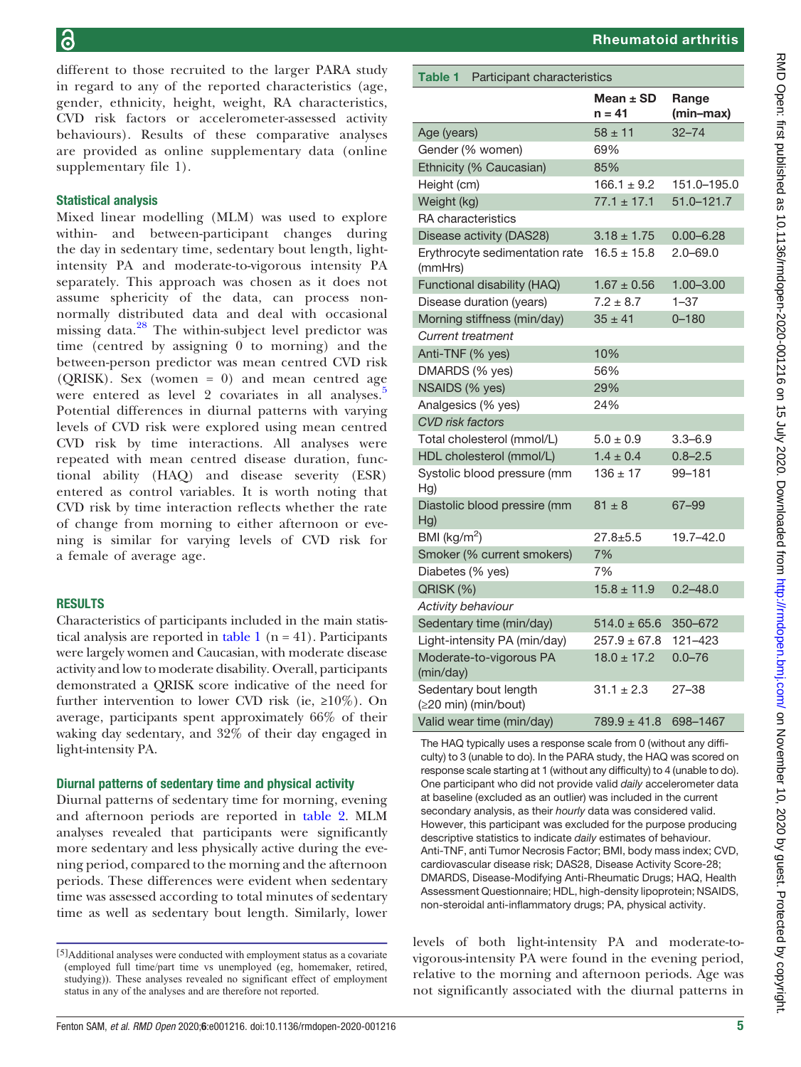different to those recruited to the larger PARA study in regard to any of the reported characteristics (age, gender, ethnicity, height, weight, RA characteristics, CVD risk factors or accelerometer-assessed activity behaviours). Results of these comparative analyses are provided as online supplementary data (online supplementary file 1).

### Statistical analysis

Mixed linear modelling (MLM) was used to explore within- and between-participant changes during the day in sedentary time, sedentary bout length, light-intensity PA and moderate-to-vigorous intensity PA separately. This approach was chosen as it does not assume sphericity of the data, can process non-normally distributed data and deal with occasional missing data.[28] The within-subject level predictor was time (centred by assigning 0 to morning) and the between-person predictor was mean centred CVD risk (QRISK). Sex (women = 0) and mean centred age were entered as level 2 covariates in all analyses.[5] Potential differences in diurnal patterns with varying levels of CVD risk were explored using mean centred CVD risk by time interactions. All analyses were repeated with mean centred disease duration, functional ability (HAQ) and disease severity (ESR) entered as control variables. It is worth noting that CVD risk by time interaction reflects whether the rate of change from morning to either afternoon or evening is similar for varying levels of CVD risk for a female of average age.

## RESULTS

Characteristics of participants included in the main statistical analysis are reported in table 1 (n = 41). Participants were largely women and Caucasian, with moderate disease activity and low to moderate disability. Overall, participants demonstrated a QRISK score indicative of the need for further intervention to lower CVD risk (ie, ≥10%). On average, participants spent approximately 66% of their waking day sedentary, and 32% of their day engaged in light-intensity PA.

### Diurnal patterns of sedentary time and physical activity

Diurnal patterns of sedentary time for morning, evening and afternoon periods are reported in table 2. MLM analyses revealed that participants were significantly more sedentary and less physically active during the evening period, compared to the morning and the afternoon periods. These differences were evident when sedentary time was assessed according to total minutes of sedentary time as well as sedentary bout length. Similarly, lower levels of both light-intensity PA and moderate-to-vigorous-intensity PA were found in the evening period, relative to the morning and afternoon periods. Age was not significantly associated with the diurnal patterns in

[5]Additional analyses were conducted with employment status as a covariate (employed full time/part time vs unemployed (eg, homemaker, retired, studying)). These analyses revealed no significant effect of employment status in any of the analyses and are therefore not reported.

**Table 1** Participant characteristics

| | Mean ± SD n = 41 | Range (min–max) |
|---|---|---|
| Age (years) | 58 ± 11 | 32–74 |
| Gender (% women) | 69% | |
| Ethnicity (% Caucasian) | 85% | |
| Height (cm) | 166.1 ± 9.2 | 151.0–195.0 |
| Weight (kg) | 77.1 ± 17.1 | 51.0–121.7 |
| RA characteristics | | |
| Disease activity (DAS28) | 3.18 ± 1.75 | 0.00–6.28 |
| Erythrocyte sedimentation rate (mmHrs) | 16.5 ± 15.8 | 2.0–69.0 |
| Functional disability (HAQ) | 1.67 ± 0.56 | 1.00–3.00 |
| Disease duration (years) | 7.2 ± 8.7 | 1–37 |
| Morning stiffness (min/day) | 35 ± 41 | 0–180 |
| *Current treatment* | | |
| Anti-TNF (% yes) | 10% | |
| DMARDS (% yes) | 56% | |
| NSAIDS (% yes) | 29% | |
| Analgesics (% yes) | 24% | |
| *CVD risk factors* | | |
| Total cholesterol (mmol/L) | 5.0 ± 0.9 | 3.3–6.9 |
| HDL cholesterol (mmol/L) | 1.4 ± 0.4 | 0.8–2.5 |
| Systolic blood pressure (mm Hg) | 136 ± 17 | 99–181 |
| Diastolic blood pressire (mm Hg) | 81 ± 8 | 67–99 |
| BMI (kg/m$^2$) | 27.8±5.5 | 19.7–42.0 |
| Smoker (% current smokers) | 7% | |
| Diabetes (% yes) | 7% | |
| QRISK (%) | 15.8 ± 11.9 | 0.2–48.0 |
| *Activity behaviour* | | |
| Sedentary time (min/day) | 514.0 ± 65.6 | 350–672 |
| Light-intensity PA (min/day) | 257.9 ± 67.8 | 121–423 |
| Moderate-to-vigorous PA (min/day) | 18.0 ± 17.2 | 0.0–76 |
| Sedentary bout length (≥20 min) (min/bout) | 31.1 ± 2.3 | 27–38 |
| Valid wear time (min/day) | 789.9 ± 41.8 | 698–1467 |

The HAQ typically uses a response scale from 0 (without any difficulty) to 3 (unable to do). In the PARA study, the HAQ was scored on response scale starting at 1 (without any difficulty) to 4 (unable to do). One participant who did not provide valid *daily* accelerometer data at baseline (excluded as an outlier) was included in the current secondary analysis, as their *hourly* data was considered valid. However, this participant was excluded for the purpose producing descriptive statistics to indicate *daily* estimates of behaviour. Anti-TNF, anti Tumor Necrosis Factor; BMI, body mass index; CVD, cardiovascular disease risk; DAS28, Disease Activity Score-28; DMARDS, Disease-Modifying Anti-Rheumatic Drugs; HAQ, Health Assessment Questionnaire; HDL, high-density lipoprotein; NSAIDS, non-steroidal anti-inflammatory drugs; PA, physical activity.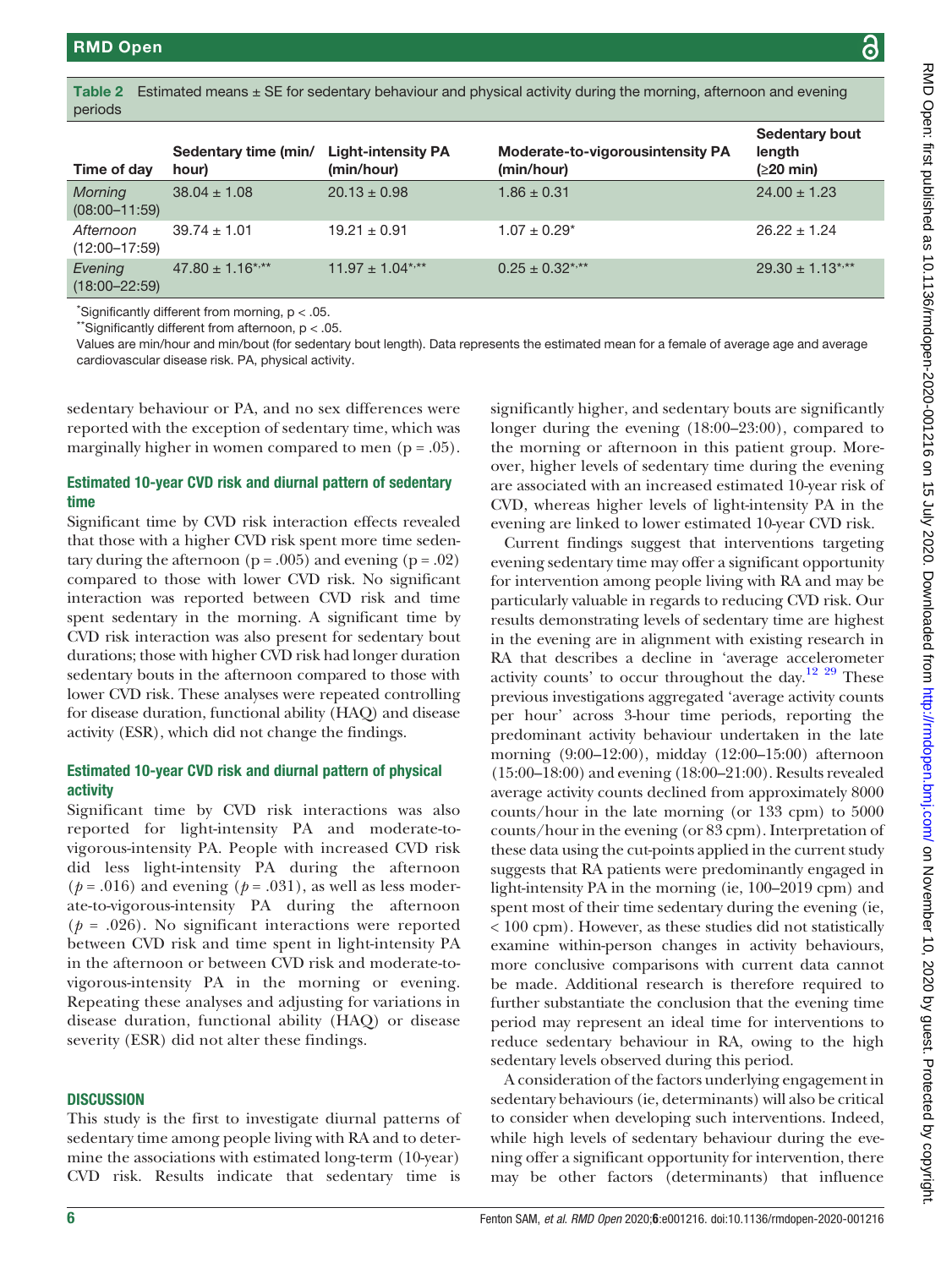Table 2 Estimated means ± SE for sedentary behaviour and physical activity during the morning, afternoon and evening periods

| Time of day | Sedentary time (min/hour) | Light-intensity PA (min/hour) | Moderate-to-vigorousintensity PA (min/hour) | Sedentary bout length (≥20 min) |
|---|---|---|---|---|
| *Morning* (08:00–11:59) | 38.04 ± 1.08 | 20.13 ± 0.98 | 1.86 ± 0.31 | 24.00 ± 1.23 |
| *Afternoon* (12:00–17:59) | 39.74 ± 1.01 | 19.21 ± 0.91 | 1.07 ± 0.29* | 26.22 ± 1.24 |
| *Evening* (18:00–22:59) | 47.80 ± 1.16*,** | 11.97 ± 1.04*,** | 0.25 ± 0.32*,** | 29.30 ± 1.13*,** |

*Significantly different from morning, $p < .05$.

**Significantly different from afternoon, $p < .05$.

Values are min/hour and min/bout (for sedentary bout length). Data represents the estimated mean for a female of average age and average cardiovascular disease risk. PA, physical activity.

sedentary behaviour or PA, and no sex differences were reported with the exception of sedentary time, which was marginally higher in women compared to men ($p = .05$).

### Estimated 10-year CVD risk and diurnal pattern of sedentary time

Significant time by CVD risk interaction effects revealed that those with a higher CVD risk spent more time sedentary during the afternoon ($p = .005$) and evening ($p = .02$) compared to those with lower CVD risk. No significant interaction was reported between CVD risk and time spent sedentary in the morning. A significant time by CVD risk interaction was also present for sedentary bout durations; those with higher CVD risk had longer duration sedentary bouts in the afternoon compared to those with lower CVD risk. These analyses were repeated controlling for disease duration, functional ability (HAQ) and disease activity (ESR), which did not change the findings.

### Estimated 10-year CVD risk and diurnal pattern of physical activity

Significant time by CVD risk interactions was also reported for light-intensity PA and moderate-to-vigorous-intensity PA. People with increased CVD risk did less light-intensity PA during the afternoon ($p = .016$) and evening ($p = .031$), as well as less moderate-to-vigorous-intensity PA during the afternoon ($p = .026$). No significant interactions were reported between CVD risk and time spent in light-intensity PA in the afternoon or between CVD risk and moderate-to-vigorous-intensity PA in the morning or evening. Repeating these analyses and adjusting for variations in disease duration, functional ability (HAQ) or disease severity (ESR) did not alter these findings.

## DISCUSSION

This study is the first to investigate diurnal patterns of sedentary time among people living with RA and to determine the associations with estimated long-term (10-year) CVD risk. Results indicate that sedentary time is significantly higher, and sedentary bouts are significantly longer during the evening (18:00–23:00), compared to the morning or afternoon in this patient group. Moreover, higher levels of sedentary time during the evening are associated with an increased estimated 10-year risk of CVD, whereas higher levels of light-intensity PA in the evening are linked to lower estimated 10-year CVD risk.

Current findings suggest that interventions targeting evening sedentary time may offer a significant opportunity for intervention among people living with RA and may be particularly valuable in regards to reducing CVD risk. Our results demonstrating levels of sedentary time are highest in the evening are in alignment with existing research in RA that describes a decline in 'average accelerometer activity counts' to occur throughout the day.[12 29] These previous investigations aggregated 'average activity counts per hour' across 3-hour time periods, reporting the predominant activity behaviour undertaken in the late morning (9:00–12:00), midday (12:00–15:00) afternoon (15:00–18:00) and evening (18:00–21:00). Results revealed average activity counts declined from approximately 8000 counts/hour in the late morning (or 133 cpm) to 5000 counts/hour in the evening (or 83 cpm). Interpretation of these data using the cut-points applied in the current study suggests that RA patients were predominantly engaged in light-intensity PA in the morning (ie, 100–2019 cpm) and spent most of their time sedentary during the evening (ie, < 100 cpm). However, as these studies did not statistically examine within-person changes in activity behaviours, more conclusive comparisons with current data cannot be made. Additional research is therefore required to further substantiate the conclusion that the evening time period may represent an ideal time for interventions to reduce sedentary behaviour in RA, owing to the high sedentary levels observed during this period.

A consideration of the factors underlying engagement in sedentary behaviours (ie, determinants) will also be critical to consider when developing such interventions. Indeed, while high levels of sedentary behaviour during the evening offer a significant opportunity for intervention, there may be other factors (determinants) that influence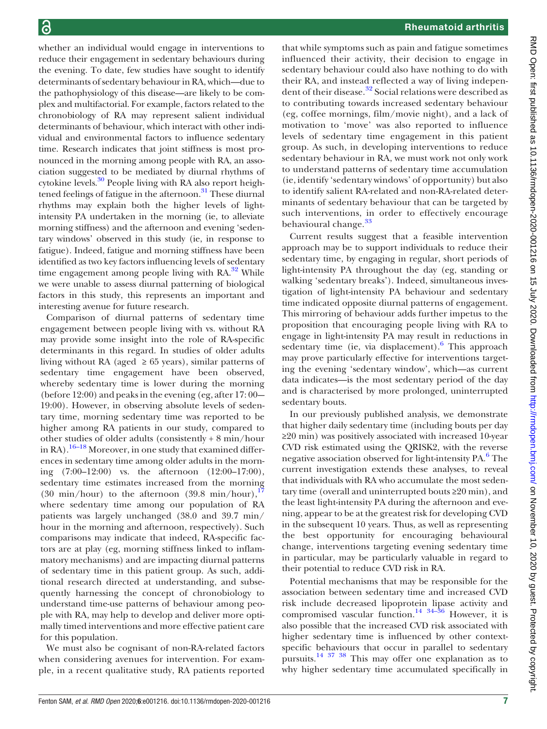whether an individual would engage in interventions to reduce their engagement in sedentary behaviours during the evening. To date, few studies have sought to identify determinants of sedentary behaviour in RA, which—due to the pathophysiology of this disease—are likely to be complex and multifactorial. For example, factors related to the chronobiology of RA may represent salient individual determinants of behaviour, which interact with other individual and environmental factors to influence sedentary time. Research indicates that joint stiffness is most pronounced in the morning among people with RA, an association suggested to be mediated by diurnal rhythms of cytokine levels.[30] People living with RA also report heightened feelings of fatigue in the afternoon.[31] These diurnal rhythms may explain both the higher levels of light-intensity PA undertaken in the morning (ie, to alleviate morning stiffness) and the afternoon and evening 'sedentary windows' observed in this study (ie, in response to fatigue). Indeed, fatigue and morning stiffness have been identified as two key factors influencing levels of sedentary time engagement among people living with RA.[32] While we were unable to assess diurnal patterning of biological factors in this study, this represents an important and interesting avenue for future research.

Comparison of diurnal patterns of sedentary time engagement between people living with vs. without RA may provide some insight into the role of RA-specific determinants in this regard. In studies of older adults living without RA (aged ≥ 65 years), similar patterns of sedentary time engagement have been observed, whereby sedentary time is lower during the morning (before 12:00) and peaks in the evening (eg, after 17: 00–19:00). However, in observing absolute levels of sedentary time, morning sedentary time was reported to be higher among RA patients in our study, compared to other studies of older adults (consistently + 8 min/hour in RA).[16–18] Moreover, in one study that examined differences in sedentary time among older adults in the morning (7:00–12:00) vs. the afternoon (12:00–17:00), sedentary time estimates increased from the morning (30 min/hour) to the afternoon (39.8 min/hour),[17] where sedentary time among our population of RA patients was largely unchanged (38.0 and 39.7 min/hour in the morning and afternoon, respectively). Such comparisons may indicate that indeed, RA-specific factors are at play (eg, morning stiffness linked to inflammatory mechanisms) and are impacting diurnal patterns of sedentary time in this patient group. As such, additional research directed at understanding, and subsequently harnessing the concept of chronobiology to understand time-use patterns of behaviour among people with RA, may help to develop and deliver more optimally timed interventions and more effective patient care for this population.

We must also be cognisant of non-RA-related factors when considering avenues for intervention. For example, in a recent qualitative study, RA patients reported that while symptoms such as pain and fatigue sometimes influenced their activity, their decision to engage in sedentary behaviour could also have nothing to do with their RA, and instead reflected a way of living independent of their disease.[32] Social relations were described as to contributing towards increased sedentary behaviour (eg, coffee mornings, film/movie night), and a lack of motivation to 'move' was also reported to influence levels of sedentary time engagement in this patient group. As such, in developing interventions to reduce sedentary behaviour in RA, we must work not only work to understand patterns of sedentary time accumulation (ie, identify 'sedentary windows' of opportunity) but also to identify salient RA-related and non-RA-related determinants of sedentary behaviour that can be targeted by such interventions, in order to effectively encourage behavioural change.[33]

Current results suggest that a feasible intervention approach may be to support individuals to reduce their sedentary time, by engaging in regular, short periods of light-intensity PA throughout the day (eg, standing or walking 'sedentary breaks'). Indeed, simultaneous investigation of light-intensity PA behaviour and sedentary time indicated opposite diurnal patterns of engagement. This mirroring of behaviour adds further impetus to the proposition that encouraging people living with RA to engage in light-intensity PA may result in reductions in sedentary time (ie, via displacement).[6] This approach may prove particularly effective for interventions targeting the evening 'sedentary window', which—as current data indicates—is the most sedentary period of the day and is characterised by more prolonged, uninterrupted sedentary bouts.

In our previously published analysis, we demonstrate that higher daily sedentary time (including bouts per day ≥20 min) was positively associated with increased 10-year CVD risk estimated using the QRISK2, with the reverse negative association observed for light-intensity PA.[6] The current investigation extends these analyses, to reveal that individuals with RA who accumulate the most sedentary time (overall and uninterrupted bouts ≥20 min), and the least light-intensity PA during the afternoon and evening, appear to be at the greatest risk for developing CVD in the subsequent 10 years. Thus, as well as representing the best opportunity for encouraging behavioural change, interventions targeting evening sedentary time in particular, may be particularly valuable in regard to their potential to reduce CVD risk in RA.

Potential mechanisms that may be responsible for the association between sedentary time and increased CVD risk include decreased lipoprotein lipase activity and compromised vascular function.[14 34–36] However, it is also possible that the increased CVD risk associated with higher sedentary time is influenced by other context-specific behaviours that occur in parallel to sedentary pursuits.[14 37 38] This may offer one explanation as to why higher sedentary time accumulated specifically in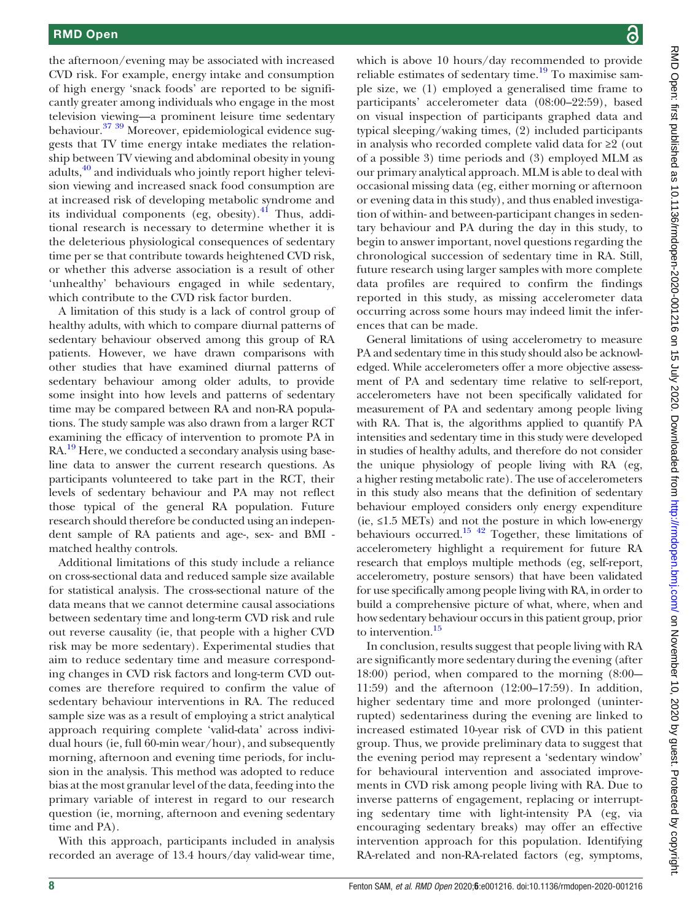the afternoon/evening may be associated with increased CVD risk. For example, energy intake and consumption of high energy 'snack foods' are reported to be significantly greater among individuals who engage in the most television viewing—a prominent leisure time sedentary behaviour.[37 39] Moreover, epidemiological evidence suggests that TV time energy intake mediates the relationship between TV viewing and abdominal obesity in young adults,[40] and individuals who jointly report higher television viewing and increased snack food consumption are at increased risk of developing metabolic syndrome and its individual components (eg, obesity).[41] Thus, additional research is necessary to determine whether it is the deleterious physiological consequences of sedentary time per se that contribute towards heightened CVD risk, or whether this adverse association is a result of other 'unhealthy' behaviours engaged in while sedentary, which contribute to the CVD risk factor burden.

A limitation of this study is a lack of control group of healthy adults, with which to compare diurnal patterns of sedentary behaviour observed among this group of RA patients. However, we have drawn comparisons with other studies that have examined diurnal patterns of sedentary behaviour among older adults, to provide some insight into how levels and patterns of sedentary time may be compared between RA and non-RA populations. The study sample was also drawn from a larger RCT examining the efficacy of intervention to promote PA in RA.[19] Here, we conducted a secondary analysis using baseline data to answer the current research questions. As participants volunteered to take part in the RCT, their levels of sedentary behaviour and PA may not reflect those typical of the general RA population. Future research should therefore be conducted using an independent sample of RA patients and age-, sex- and BMI -matched healthy controls.

Additional limitations of this study include a reliance on cross-sectional data and reduced sample size available for statistical analysis. The cross-sectional nature of the data means that we cannot determine causal associations between sedentary time and long-term CVD risk and rule out reverse causality (ie, that people with a higher CVD risk may be more sedentary). Experimental studies that aim to reduce sedentary time and measure corresponding changes in CVD risk factors and long-term CVD outcomes are therefore required to confirm the value of sedentary behaviour interventions in RA. The reduced sample size was as a result of employing a strict analytical approach requiring complete 'valid-data' across individual hours (ie, full 60-min wear/hour), and subsequently morning, afternoon and evening time periods, for inclusion in the analysis. This method was adopted to reduce bias at the most granular level of the data, feeding into the primary variable of interest in regard to our research question (ie, morning, afternoon and evening sedentary time and PA).

With this approach, participants included in analysis recorded an average of 13.4 hours/day valid-wear time, which is above 10 hours/day recommended to provide reliable estimates of sedentary time.[19] To maximise sample size, we (1) employed a generalised time frame to participants' accelerometer data (08:00–22:59), based on visual inspection of participants graphed data and typical sleeping/waking times, (2) included participants in analysis who recorded complete valid data for ≥2 (out of a possible 3) time periods and (3) employed MLM as our primary analytical approach. MLM is able to deal with occasional missing data (eg, either morning or afternoon or evening data in this study), and thus enabled investigation of within- and between-participant changes in sedentary behaviour and PA during the day in this study, to begin to answer important, novel questions regarding the chronological succession of sedentary time in RA. Still, future research using larger samples with more complete data profiles are required to confirm the findings reported in this study, as missing accelerometer data occurring across some hours may indeed limit the inferences that can be made.

General limitations of using accelerometry to measure PA and sedentary time in this study should also be acknowledged. While accelerometers offer a more objective assessment of PA and sedentary time relative to self-report, accelerometers have not been specifically validated for measurement of PA and sedentary among people living with RA. That is, the algorithms applied to quantify PA intensities and sedentary time in this study were developed in studies of healthy adults, and therefore do not consider the unique physiology of people living with RA (eg, a higher resting metabolic rate). The use of accelerometers in this study also means that the definition of sedentary behaviour employed considers only energy expenditure (ie, ≤1.5 METs) and not the posture in which low-energy behaviours occurred.[15 42] Together, these limitations of accelerometry highlight a requirement for future RA research that employs multiple methods (eg, self-report, accelerometry, posture sensors) that have been validated for use specifically among people living with RA, in order to build a comprehensive picture of what, where, when and how sedentary behaviour occurs in this patient group, prior to intervention.[15]

In conclusion, results suggest that people living with RA are significantly more sedentary during the evening (after 18:00) period, when compared to the morning (8:00–11:59) and the afternoon (12:00–17:59). In addition, higher sedentary time and more prolonged (uninterrupted) sedentariness during the evening are linked to increased estimated 10-year risk of CVD in this patient group. Thus, we provide preliminary data to suggest that the evening period may represent a 'sedentary window' for behavioural intervention and associated improvements in CVD risk among people living with RA. Due to inverse patterns of engagement, replacing or interrupting sedentary time with light-intensity PA (eg, via encouraging sedentary breaks) may offer an effective intervention approach for this population. Identifying RA-related and non-RA-related factors (eg, symptoms,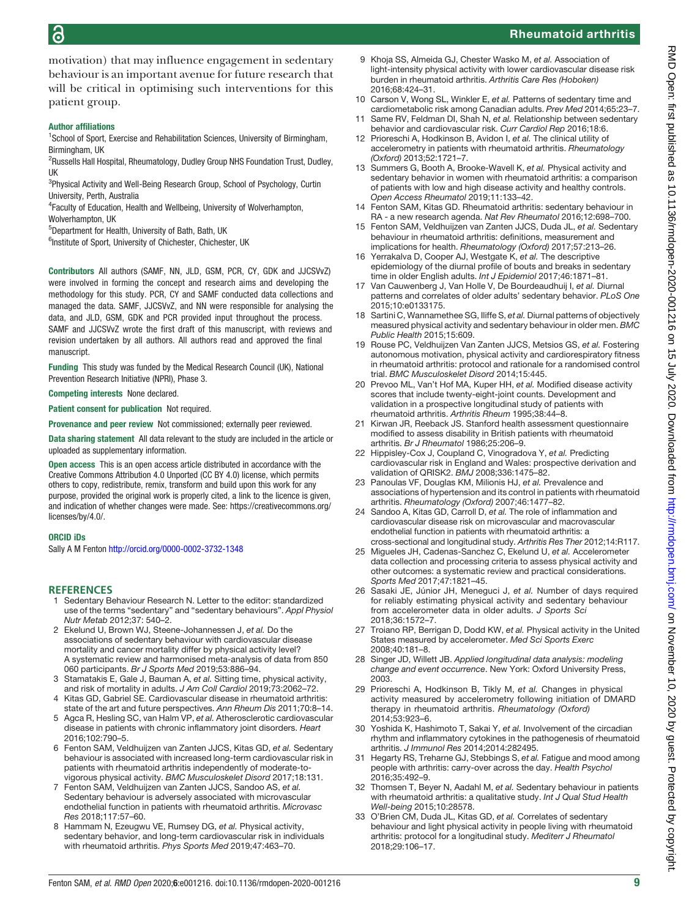motivation) that may influence engagement in sedentary behaviour is an important avenue for future research that will be critical in optimising such interventions for this patient group.

#### Author affiliations

[1]School of Sport, Exercise and Rehabilitation Sciences, University of Birmingham, Birmingham, UK
[2]Russells Hall Hospital, Rheumatology, Dudley Group NHS Foundation Trust, Dudley, UK
[3]Physical Activity and Well-Being Research Group, School of Psychology, Curtin University, Perth, Australia
[4]Faculty of Education, Health and Wellbeing, University of Wolverhampton, Wolverhampton, UK
[5]Department for Health, University of Bath, Bath, UK
[6]Institute of Sport, University of Chichester, Chichester, UK

**Contributors** All authors (SAMF, NN, JLD, GSM, PCR, CY, GDK and JJCSVvZ) were involved in forming the concept and research aims and developing the methodology for this study. PCR, CY and SAMF conducted data collections and managed the data. SAMF, JJCSVvZ, and NN were responsible for analysing the data, and JLD, GSM, GDK and PCR provided input throughout the process. SAMF and JJCSVvZ wrote the first draft of this manuscript, with reviews and revision undertaken by all authors. All authors read and approved the final manuscript.

**Funding** This study was funded by the Medical Research Council (UK), National Prevention Research Initiative (NPRI), Phase 3.

**Competing interests** None declared.

**Patient consent for publication** Not required.

**Provenance and peer review** Not commissioned; externally peer reviewed.

**Data sharing statement** All data relevant to the study are included in the article or uploaded as supplementary information.

**Open access** This is an open access article distributed in accordance with the Creative Commons Attribution 4.0 Unported (CC BY 4.0) license, which permits others to copy, redistribute, remix, transform and build upon this work for any purpose, provided the original work is properly cited, a link to the licence is given, and indication of whether changes were made. See: https://creativecommons.org/licenses/by/4.0/.

#### ORCID iDs

Sally A M Fenton http://orcid.org/0000-0002-3732-1348

## REFERENCES

1. Sedentary Behaviour Research N. Letter to the editor: standardized use of the terms "sedentary" and "sedentary behaviours". *Appl Physiol Nutr Metab* 2012;37: 540–2.
2. Ekelund U, Brown WJ, Steene-Johannessen J, *et al.* Do the associations of sedentary behaviour with cardiovascular disease mortality and cancer mortality differ by physical activity level? A systematic review and harmonised meta-analysis of data from 850 060 participants. *Br J Sports Med* 2019;53:886–94.
3. Stamatakis E, Gale J, Bauman A, *et al.* Sitting time, physical activity, and risk of mortality in adults. *J Am Coll Cardiol* 2019;73:2062–72.
4. Kitas GD, Gabriel SE. Cardiovascular disease in rheumatoid arthritis: state of the art and future perspectives. *Ann Rheum Dis* 2011;70:8–14.
5. Agca R, Hesling SC, van Halm VP, *et al.* Atherosclerotic cardiovascular disease in patients with chronic inflammatory joint disorders. *Heart* 2016;102:790–5.
6. Fenton SAM, Veldhuijzen van Zanten JJCS, Kitas GD, *et al.* Sedentary behaviour is associated with increased long-term cardiovascular risk in patients with rheumatoid arthritis independently of moderate-to-vigorous physical activity. *BMC Musculoskelet Disord* 2017;18:131.
7. Fenton SAM, Veldhuijzen van Zanten JJCS, Sandoo AS, *et al.* Sedentary behaviour is adversely associated with microvascular endothelial function in patients with rheumatoid arthritis. *Microvasc Res* 2018;117:57–60.
8. Hammam N, Ezeugwu VE, Rumsey DG, *et al.* Physical activity, sedentary behavior, and long-term cardiovascular risk in individuals with rheumatoid arthritis. *Phys Sports Med* 2019;47:463–70.
9. Khoja SS, Almeida GJ, Chester Wasko M, *et al.* Association of light-intensity physical activity with lower cardiovascular disease risk burden in rheumatoid arthritis. *Arthritis Care Res (Hoboken)* 2016;68:424–31.
10. Carson V, Wong SL, Winkler E, *et al.* Patterns of sedentary time and cardiometabolic risk among Canadian adults. *Prev Med* 2014;65:23–7.
11. Same RV, Feldman DI, Shah N, *et al.* Relationship between sedentary behavior and cardiovascular risk. *Curr Cardiol Rep* 2016;18:6.
12. Prioreschi A, Hodkinson B, Avidon I, *et al.* The clinical utility of accelerometry in patients with rheumatoid arthritis. *Rheumatology (Oxford)* 2013;52:1721–7.
13. Summers G, Booth A, Brooke-Wavell K, *et al.* Physical activity and sedentary behavior in women with rheumatoid arthritis: a comparison of patients with low and high disease activity and healthy controls. *Open Access Rheumatol* 2019;11:133–42.
14. Fenton SAM, Kitas GD. Rheumatoid arthritis: sedentary behaviour in RA - a new research agenda. *Nat Rev Rheumatol* 2016;12:698–700.
15. Fenton SAM, Veldhuijzen van Zanten JJCS, Duda JL, *et al.* Sedentary behaviour in rheumatoid arthritis: definitions, measurement and implications for health. *Rheumatology (Oxford)* 2017;57:213–26.
16. Yerrakalva D, Cooper AJ, Westgate K, *et al.* The descriptive epidemiology of the diurnal profile of bouts and breaks in sedentary time in older English adults. *Int J Epidemiol* 2017;46:1871–81.
17. Van Cauwenberg J, Van Holle V, De Bourdeaudhuij I, *et al.* Diurnal patterns and correlates of older adults' sedentary behavior. *PLoS One* 2015;10:e0133175.
18. Sartini C, Wannamethee SG, Iliffe S, *et al.* Diurnal patterns of objectively measured physical activity and sedentary behaviour in older men. *BMC Public Health* 2015;15:609.
19. Rouse PC, Veldhuijzen Van Zanten JJCS, Metsios GS, *et al.* Fostering autonomous motivation, physical activity and cardiorespiratory fitness in rheumatoid arthritis: protocol and rationale for a randomised control trial. *BMC Musculoskelet Disord* 2014;15:445.
20. Prevoo ML, Van't Hof MA, Kuper HH, *et al.* Modified disease activity scores that include twenty-eight-joint counts. Development and validation in a prospective longitudinal study of patients with rheumatoid arthritis. *Arthritis Rheum* 1995;38:44–8.
21. Kirwan JR, Reeback JS. Stanford health assessment questionnaire modified to assess disability in British patients with rheumatoid arthritis. *Br J Rheumatol* 1986;25:206–9.
22. Hippisley-Cox J, Coupland C, Vinogradova Y, *et al.* Predicting cardiovascular risk in England and Wales: prospective derivation and validation of QRISK2. *BMJ* 2008;336:1475–82.
23. Panoulas VF, Douglas KM, Milionis HJ, *et al.* Prevalence and associations of hypertension and its control in patients with rheumatoid arthritis. *Rheumatology (Oxford)* 2007;46:1477–82.
24. Sandoo A, Kitas GD, Carroll D, *et al.* The role of inflammation and cardiovascular disease risk on microvascular and macrovascular endothelial function in patients with rheumatoid arthritis: a cross-sectional and longitudinal study. *Arthritis Res Ther* 2012;14:R117.
25. Migueles JH, Cadenas-Sanchez C, Ekelund U, *et al.* Accelerometer data collection and processing criteria to assess physical activity and other outcomes: a systematic review and practical considerations. *Sports Med* 2017;47:1821–45.
26. Sasaki JE, Júnior JH, Meneguci J, *et al.* Number of days required for reliably estimating physical activity and sedentary behaviour from accelerometer data in older adults. *J Sports Sci* 2018;36:1572–7.
27. Troiano RP, Berrigan D, Dodd KW, *et al.* Physical activity in the United States measured by accelerometer. *Med Sci Sports Exerc* 2008;40:181–8.
28. Singer JD, Willett JB. *Applied longitudinal data analysis: modeling change and event occurrence*. New York: Oxford University Press, 2003.
29. Prioreschi A, Hodkinson B, Tikly M, *et al.* Changes in physical activity measured by accelerometry following initiation of DMARD therapy in rheumatoid arthritis. *Rheumatology (Oxford)* 2014;53:923–6.
30. Yoshida K, Hashimoto T, Sakai Y, *et al.* Involvement of the circadian rhythm and inflammatory cytokines in the pathogenesis of rheumatoid arthritis. *J Immunol Res* 2014;2014:282495.
31. Hegarty RS, Treharne GJ, Stebbings S, *et al.* Fatigue and mood among people with arthritis: carry-over across the day. *Health Psychol* 2016;35:492–9.
32. Thomsen T, Beyer N, Aadahl M, *et al.* Sedentary behaviour in patients with rheumatoid arthritis: a qualitative study. *Int J Qual Stud Health Well-being* 2015;10:28578.
33. O'Brien CM, Duda JL, Kitas GD, *et al.* Correlates of sedentary behaviour and light physical activity in people living with rheumatoid arthritis: protocol for a longitudinal study. *Mediterr J Rheumatol* 2018;29:106–17.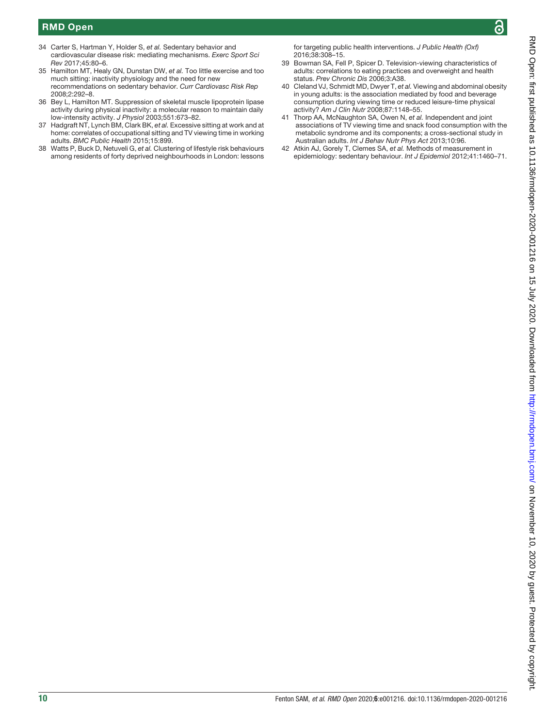34 Carter S, Hartman Y, Holder S, *et al.* Sedentary behavior and cardiovascular disease risk: mediating mechanisms. *Exerc Sport Sci Rev* 2017;45:80–6.

35 Hamilton MT, Healy GN, Dunstan DW, *et al.* Too little exercise and too much sitting: inactivity physiology and the need for new recommendations on sedentary behavior. *Curr Cardiovasc Risk Rep* 2008;2:292–8.

36 Bey L, Hamilton MT. Suppression of skeletal muscle lipoprotein lipase activity during physical inactivity: a molecular reason to maintain daily low-intensity activity. *J Physiol* 2003;551:673–82.

37 Hadgraft NT, Lynch BM, Clark BK, *et al.* Excessive sitting at work and at home: correlates of occupational sitting and TV viewing time in working adults. *BMC Public Health* 2015;15:899.

38 Watts P, Buck D, Netuveli G, *et al.* Clustering of lifestyle risk behaviours among residents of forty deprived neighbourhoods in London: lessons for targeting public health interventions. *J Public Health (Oxf)* 2016;38:308–15.

39 Bowman SA, Fell P, Spicer D. Television-viewing characteristics of adults: correlations to eating practices and overweight and health status. *Prev Chronic Dis* 2006;3:A38.

40 Cleland VJ, Schmidt MD, Dwyer T, *et al.* Viewing and abdominal obesity in young adults: is the association mediated by food and beverage consumption during viewing time or reduced leisure-time physical activity? *Am J Clin Nutr* 2008;87:1148–55.

41 Thorp AA, McNaughton SA, Owen N, *et al.* Independent and joint associations of TV viewing time and snack food consumption with the metabolic syndrome and its components; a cross-sectional study in Australian adults. *Int J Behav Nutr Phys Act* 2013;10:96.

42 Atkin AJ, Gorely T, Clemes SA, *et al.* Methods of measurement in epidemiology: sedentary behaviour. *Int J Epidemiol* 2012;41:1460–71.